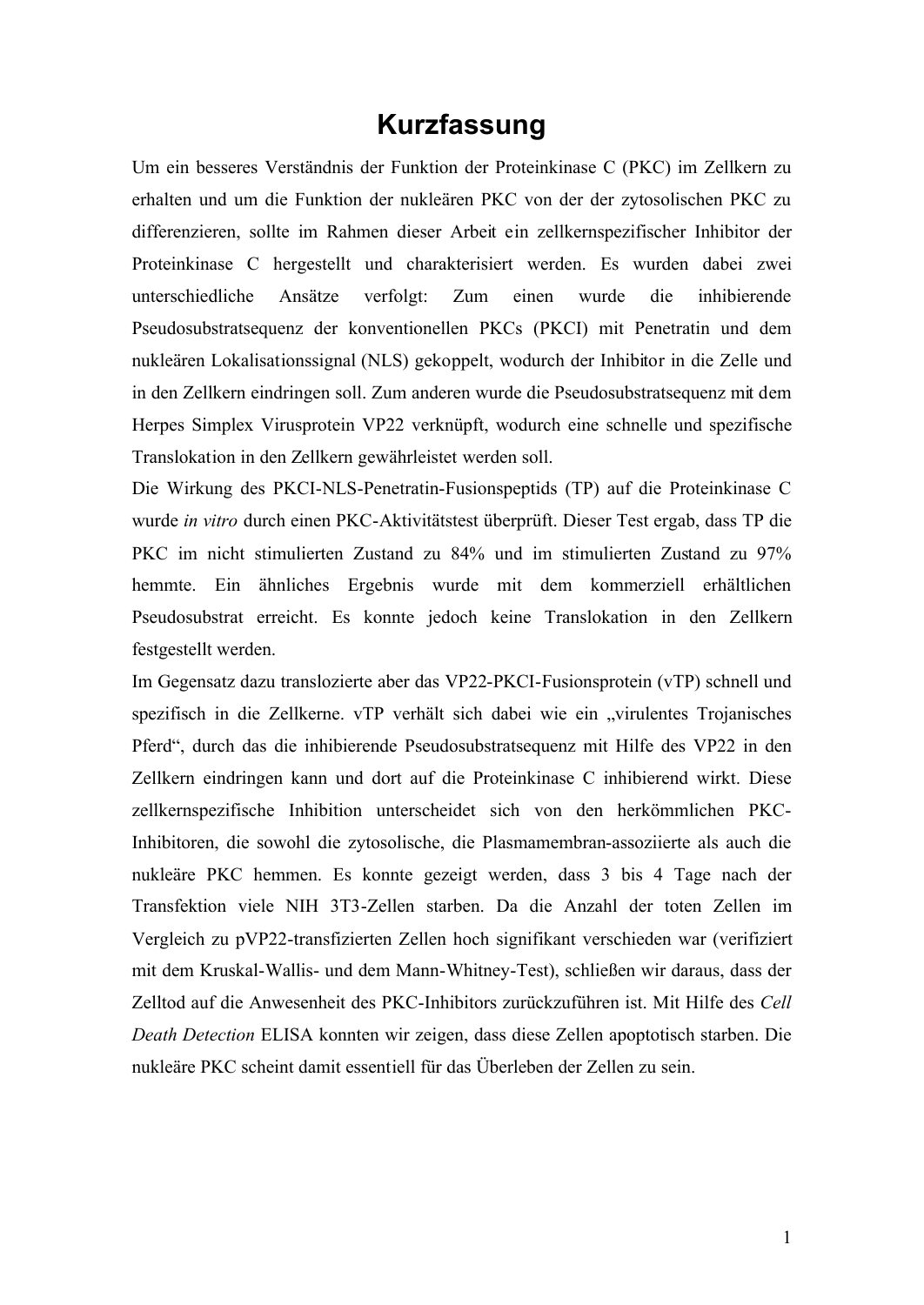# Kurzfassung

Um ein besseres Verständnis der Funktion der Proteinkinase C (PKC) im Zellkern zu erhalten und um die Funktion der nukleären PKC von der der zytosolischen PKC zu differenzieren, sollte im Rahmen dieser Arbeit ein zellkernspezifischer Inhibitor der Proteinkinase C hergestellt und charakterisiert werden. Es wurden dabei zwei unterschiedliche Ansätze verfolgt: Zum einen wurde die inhibierende Pseudosubstratsequenz der konventionellen PKCs (PKCI) mit Penetratin und dem nukleären Lokalisationssignal (NLS) gekoppelt, wodurch der Inhibitor in die Zelle und in den Zellkern eindringen soll. Zum anderen wurde die Pseudosubstratsequenz mit dem Herpes Simplex Virusprotein VP22 verknüpft, wodurch eine schnelle und spezifische Translokation in den Zellkern gewährleistet werden soll.

Die Wirkung des PKCI-NLS-Penetratin-Fusionspeptids (TP) auf die Proteinkinase C wurde *in vitro* durch einen PKC-Aktivitätstest überprüft. Dieser Test ergab, dass TP die PKC im nicht stimulierten Zustand zu 84% und im stimulierten Zustand zu 97% hemmte. Ein ähnliches Ergebnis wurde mit dem kommerziell erhältlichen Pseudosubstrat erreicht. Es konnte jedoch keine Translokation in den Zellkern festgestellt werden.

Im Gegensatz dazu translozierte aber das VP22-PKCI-Fusionsprotein (vTP) schnell und spezifisch in die Zellkerne. vTP verhält sich dabei wie ein „virulentes Trojanisches Pferd", durch das die inhibierende Pseudosubstratsequenz mit Hilfe des VP22 in den Zellkern eindringen kann und dort auf die Proteinkinase C inhibierend wirkt. Diese zellkernspezifische Inhibition unterscheidet sich von den herkömmlichen PKC-Inhibitoren, die sowohl die zytosolische, die Plasmamembran-assoziierte als auch die nukleäre PKC hemmen. Es konnte gezeigt werden, dass 3 bis 4 Tage nach der Transfektion viele NIH 3T3-Zellen starben. Da die Anzahl der toten Zellen im Vergleich zu pVP22-transfizierten Zellen hoch signifikant verschieden war (verifiziert mit dem Kruskal-Wallis- und dem Mann-Whitney-Test), schließen wir daraus, dass der Zelltod auf die Anwesenheit des PKC-Inhibitors zurückzuführen ist. Mit Hilfe des *Cell Death Detection* ELISA konnten wir zeigen, dass diese Zellen apoptotisch starben. Die nukleäre PKC scheint damit essentiell für das Überleben der Zellen zu sein.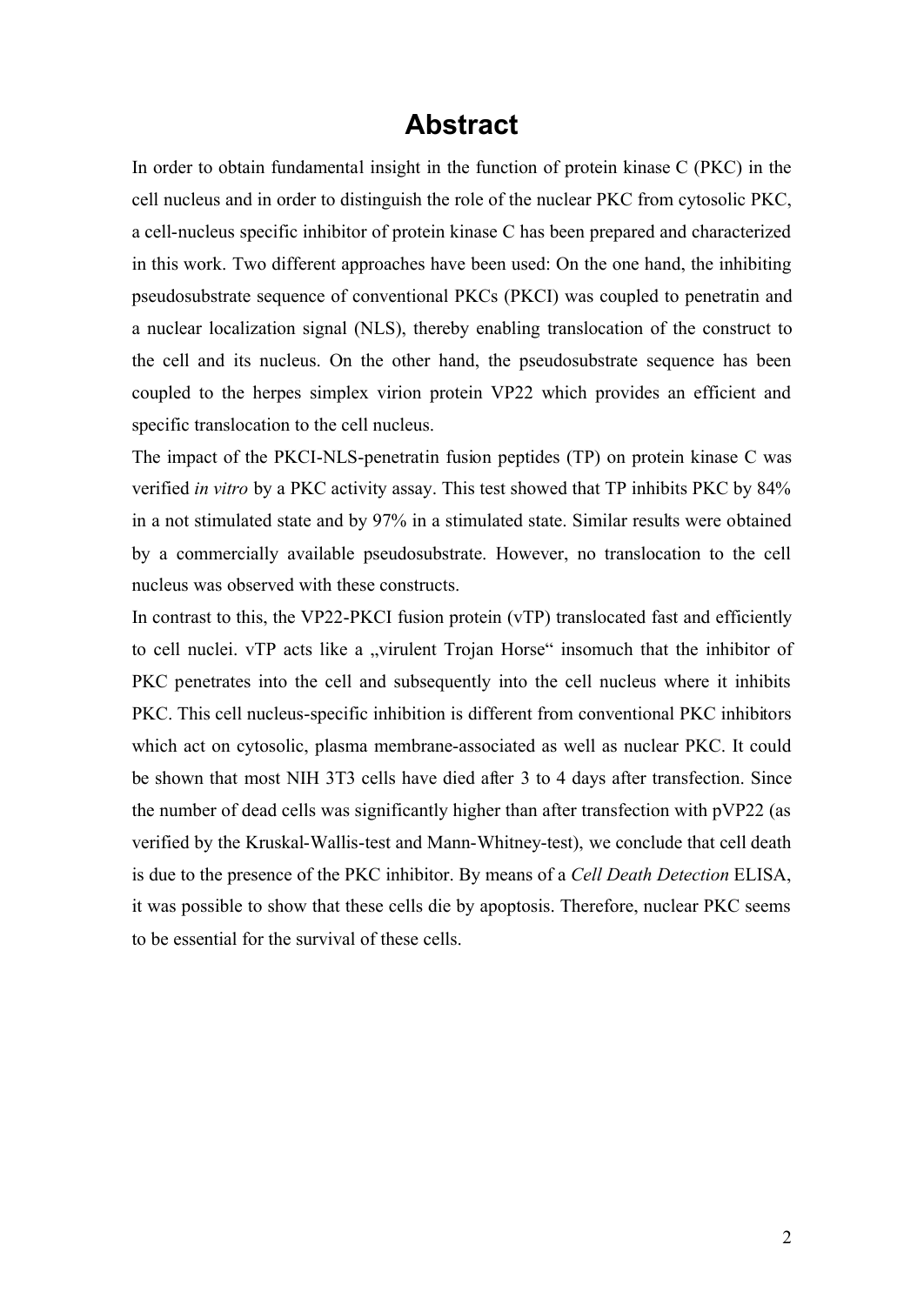# Abstract

In order to obtain fundamental insight in the function of protein kinase C (PKC) in the cell nucleus and in order to distinguish the role of the nuclear PKC from cytosolic PKC, a cell-nucleus specific inhibitor of protein kinase C has been prepared and characterized in this work. Two different approaches have been used: On the one hand, the inhibiting pseudosubstrate sequence of conventional PKCs (PKCI) was coupled to penetratin and a nuclear localization signal (NLS), thereby enabling translocation of the construct to the cell and its nucleus. On the other hand, the pseudosubstrate sequence has been coupled to the herpes simplex virion protein VP22 which provides an efficient and specific translocation to the cell nucleus.

The impact of the PKCI-NLS-penetratin fusion peptides (TP) on protein kinase C was verified *in vitro* by a PKC activity assay. This test showed that TP inhibits PKC by 84% in a not stimulated state and by 97% in a stimulated state. Similar results were obtained by a commercially available pseudosubstrate. However, no translocation to the cell nucleus was observed with these constructs.

In contrast to this, the VP22-PKCI fusion protein (vTP) translocated fast and efficiently to cell nuclei. vTP acts like a „virulent Trojan Horse" insomuch that the inhibitor of PKC penetrates into the cell and subsequently into the cell nucleus where it inhibits PKC. This cell nucleus-specific inhibition is different from conventional PKC inhibitors which act on cytosolic, plasma membrane-associated as well as nuclear PKC. It could be shown that most NIH 3T3 cells have died after 3 to 4 days after transfection. Since the number of dead cells was significantly higher than after transfection with pVP22 (as verified by the Kruskal-Wallis-test and Mann-Whitney-test), we conclude that cell death is due to the presence of the PKC inhibitor. By means of a *Cell Death Detection* ELISA, it was possible to show that these cells die by apoptosis. Therefore, nuclear PKC seems to be essential for the survival of these cells.